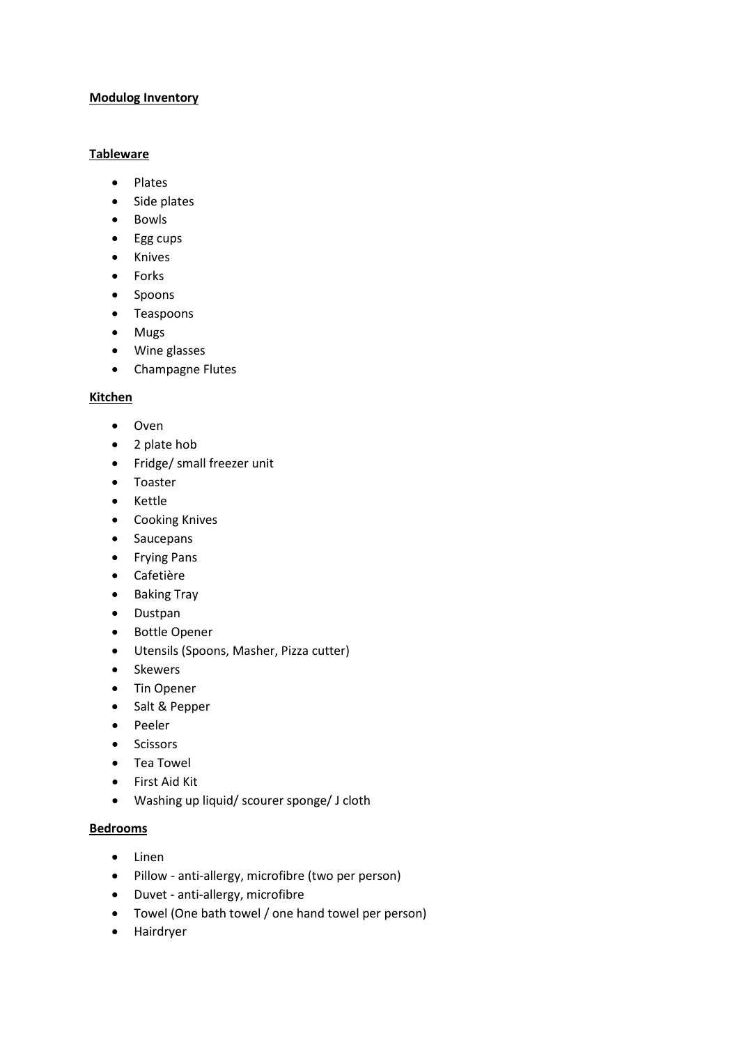**Modulog Inventory**

**Tableware**

- Plates
- Side plates
- Bowls
- Egg cups
- Knives
- Forks
- Spoons
- Teaspoons
- Mugs
- Wine glasses
- Champagne Flutes

**Kitchen**

- Oven
- 2 plate hob
- Fridge/ small freezer unit
- Toaster
- Kettle
- Cooking Knives
- Saucepans
- Frying Pans
- Cafetière
- Baking Tray
- Dustpan
- Bottle Opener
- Utensils (Spoons, Masher, Pizza cutter)
- Skewers
- Tin Opener
- Salt & Pepper
- Peeler
- Scissors
- Tea Towel
- First Aid Kit
- Washing up liquid/ scourer sponge/ J cloth

**Bedrooms**

- Linen
- Pillow - anti-allergy, microfibre (two per person)
- Duvet - anti-allergy, microfibre
- Towel (One bath towel / one hand towel per person)
- Hairdryer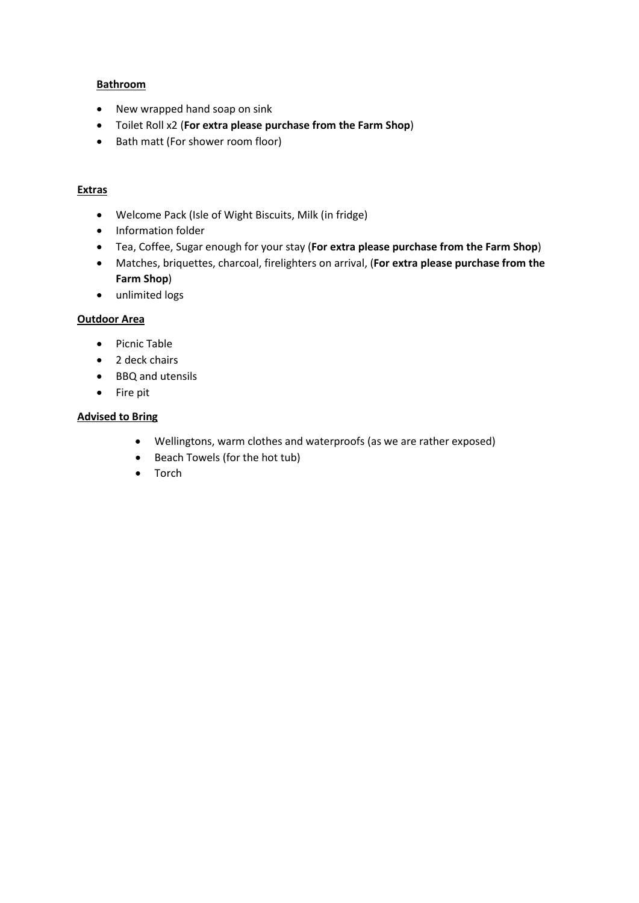**Bathroom**

- New wrapped hand soap on sink
- Toilet Roll x2 (**For extra please purchase from the Farm Shop**)
- Bath matt (For shower room floor)

**Extras**

- Welcome Pack (Isle of Wight Biscuits, Milk (in fridge)
- Information folder
- Tea, Coffee, Sugar enough for your stay (**For extra please purchase from the Farm Shop**)
- Matches, briquettes, charcoal, firelighters on arrival, (**For extra please purchase from the Farm Shop**)
- unlimited logs

**Outdoor Area**

- Picnic Table
- 2 deck chairs
- BBQ and utensils
- Fire pit

**Advised to Bring**

- Wellingtons, warm clothes and waterproofs (as we are rather exposed)
- Beach Towels (for the hot tub)
- Torch